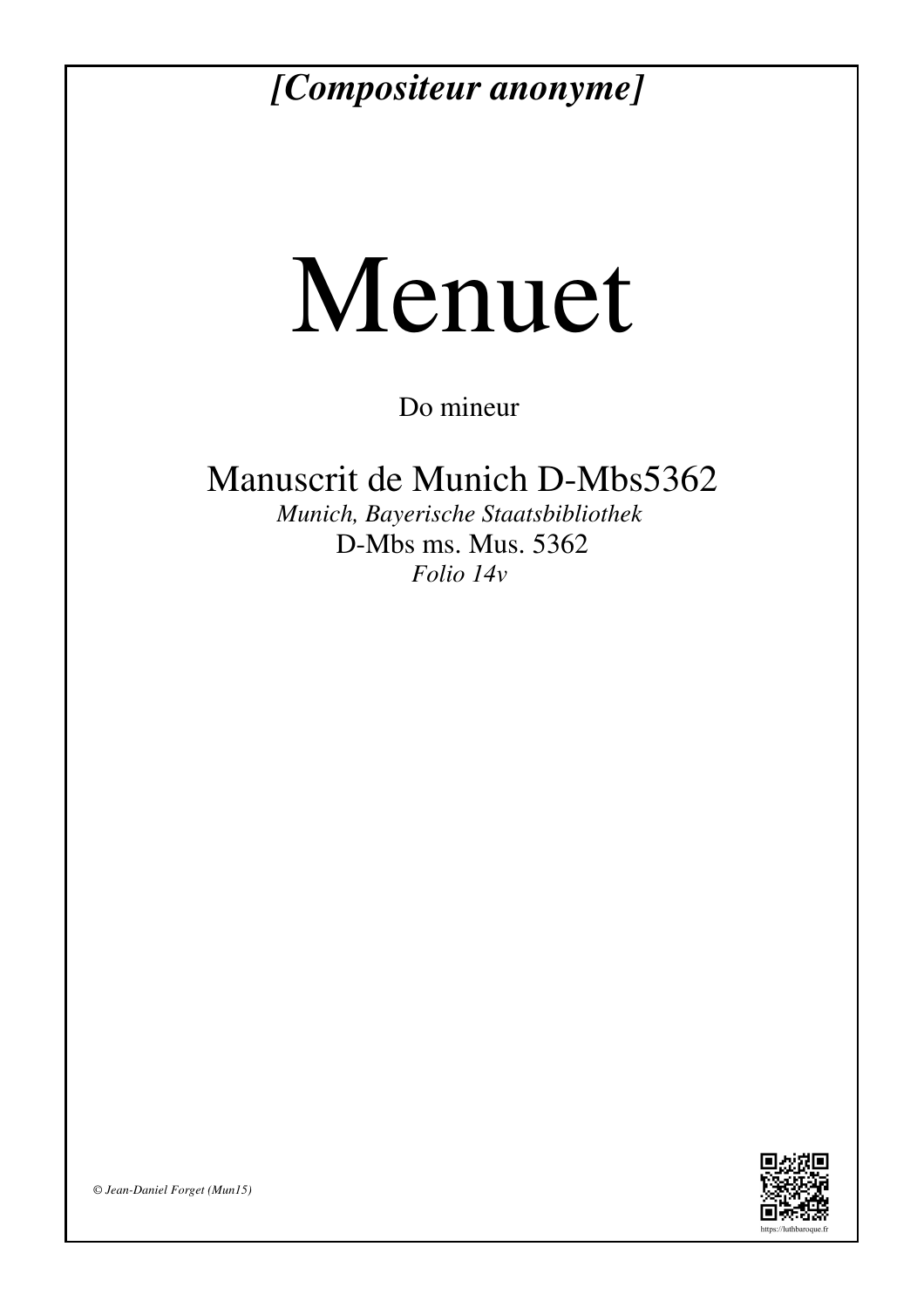*[Compositeur anonyme]*

# Menuet

Do mineur

## Manuscrit de Munich D-Mbs5362

*Munich, Bayerische Staatsbibliothek*

D-Mbs ms. Mus. 5362

*Folio 14v*

*© Jean-Daniel Forget (Mun15)*

https://luthbaroque.fr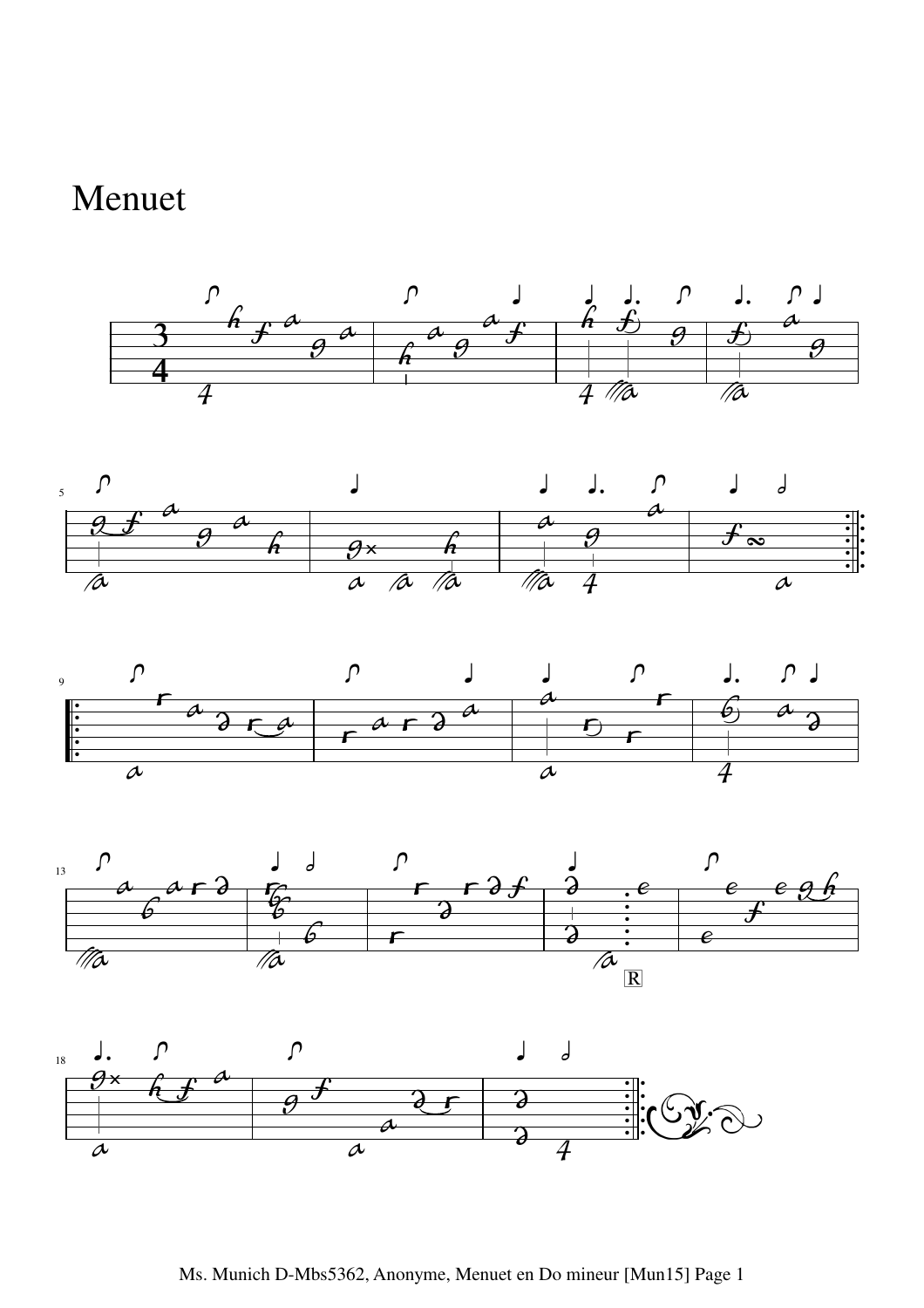# Menuet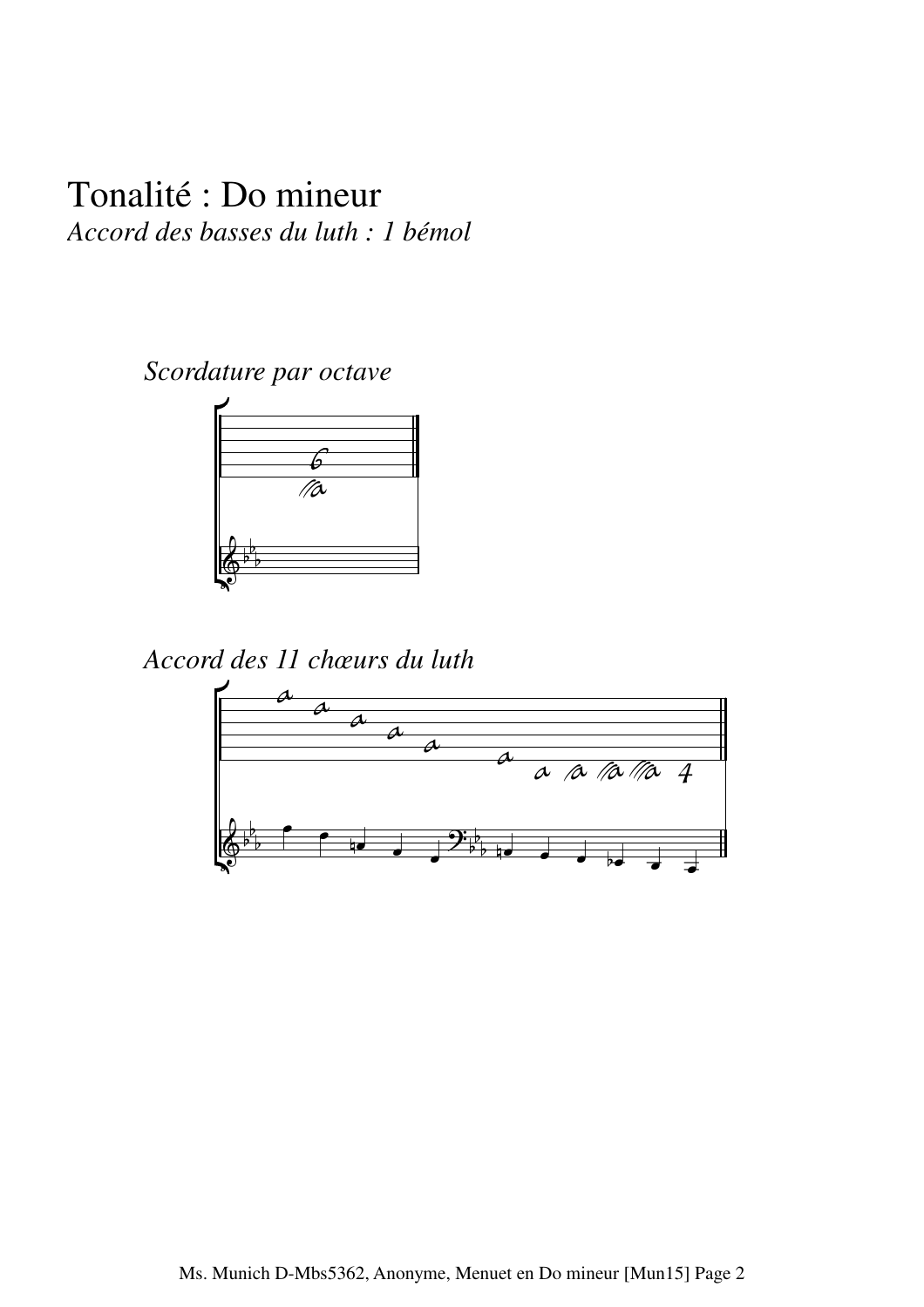# Tonalité : Do mineur

*Accord des basses du luth : 1 bémol*

*Scordature par octave*

*Accord des 11 chœurs du luth*